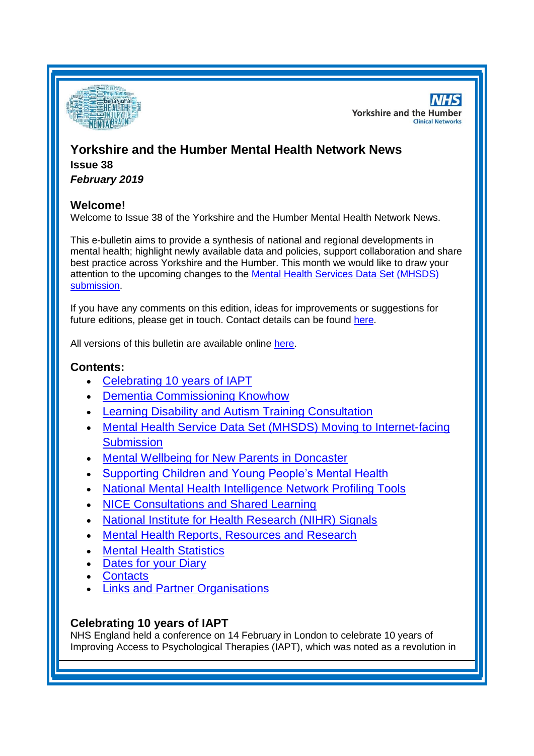# Yorkshire and the Humber Mental Health Network News

**Issue 38**

***February 2019***

## Welcome!

Welcome to Issue 38 of the Yorkshire and the Humber Mental Health Network News.

This e-bulletin aims to provide a synthesis of national and regional developments in mental health; highlight newly available data and policies, support collaboration and share best practice across Yorkshire and the Humber. This month we would like to draw your attention to the upcoming changes to the Mental Health Services Data Set (MHSDS) submission.

If you have any comments on this edition, ideas for improvements or suggestions for future editions, please get in touch. Contact details can be found here.

All versions of this bulletin are available online here.

## Contents:

- Celebrating 10 years of IAPT
- Dementia Commissioning Knowhow
- Learning Disability and Autism Training Consultation
- Mental Health Service Data Set (MHSDS) Moving to Internet-facing Submission
- Mental Wellbeing for New Parents in Doncaster
- Supporting Children and Young People's Mental Health
- National Mental Health Intelligence Network Profiling Tools
- NICE Consultations and Shared Learning
- National Institute for Health Research (NIHR) Signals
- Mental Health Reports, Resources and Research
- Mental Health Statistics
- Dates for your Diary
- Contacts
- Links and Partner Organisations

## Celebrating 10 years of IAPT

NHS England held a conference on 14 February in London to celebrate 10 years of Improving Access to Psychological Therapies (IAPT), which was noted as a revolution in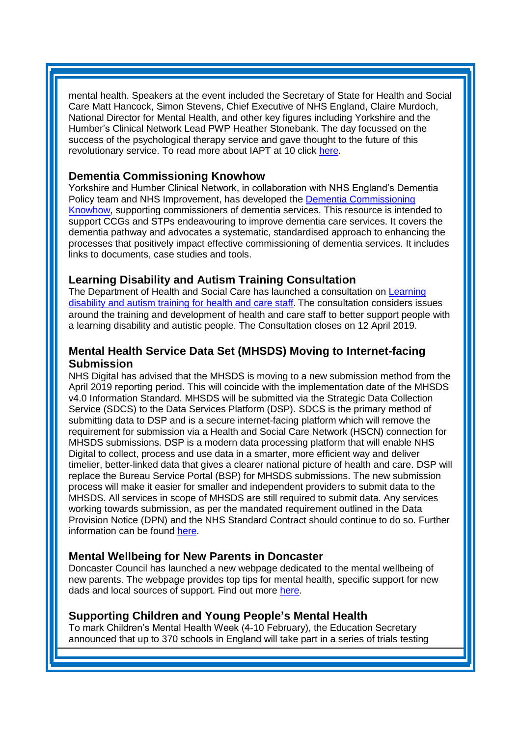mental health. Speakers at the event included the Secretary of State for Health and Social Care Matt Hancock, Simon Stevens, Chief Executive of NHS England, Claire Murdoch, National Director for Mental Health, and other key figures including Yorkshire and the Humber's Clinical Network Lead PWP Heather Stonebank. The day focussed on the success of the psychological therapy service and gave thought to the future of this revolutionary service. To read more about IAPT at 10 click here.

### Dementia Commissioning Knowhow

Yorkshire and Humber Clinical Network, in collaboration with NHS England's Dementia Policy team and NHS Improvement, has developed the Dementia Commissioning Knowhow, supporting commissioners of dementia services. This resource is intended to support CCGs and STPs endeavouring to improve dementia care services. It covers the dementia pathway and advocates a systematic, standardised approach to enhancing the processes that positively impact effective commissioning of dementia services. It includes links to documents, case studies and tools.

### Learning Disability and Autism Training Consultation

The Department of Health and Social Care has launched a consultation on Learning disability and autism training for health and care staff. The consultation considers issues around the training and development of health and care staff to better support people with a learning disability and autistic people. The Consultation closes on 12 April 2019.

### Mental Health Service Data Set (MHSDS) Moving to Internet-facing Submission

NHS Digital has advised that the MHSDS is moving to a new submission method from the April 2019 reporting period. This will coincide with the implementation date of the MHSDS v4.0 Information Standard. MHSDS will be submitted via the Strategic Data Collection Service (SDCS) to the Data Services Platform (DSP). SDCS is the primary method of submitting data to DSP and is a secure internet-facing platform which will remove the requirement for submission via a Health and Social Care Network (HSCN) connection for MHSDS submissions. DSP is a modern data processing platform that will enable NHS Digital to collect, process and use data in a smarter, more efficient way and deliver timelier, better-linked data that gives a clearer national picture of health and care. DSP will replace the Bureau Service Portal (BSP) for MHSDS submissions. The new submission process will make it easier for smaller and independent providers to submit data to the MHSDS. All services in scope of MHSDS are still required to submit data. Any services working towards submission, as per the mandated requirement outlined in the Data Provision Notice (DPN) and the NHS Standard Contract should continue to do so. Further information can be found here.

### Mental Wellbeing for New Parents in Doncaster

Doncaster Council has launched a new webpage dedicated to the mental wellbeing of new parents. The webpage provides top tips for mental health, specific support for new dads and local sources of support. Find out more here.

### Supporting Children and Young People's Mental Health

To mark Children's Mental Health Week (4-10 February), the Education Secretary announced that up to 370 schools in England will take part in a series of trials testing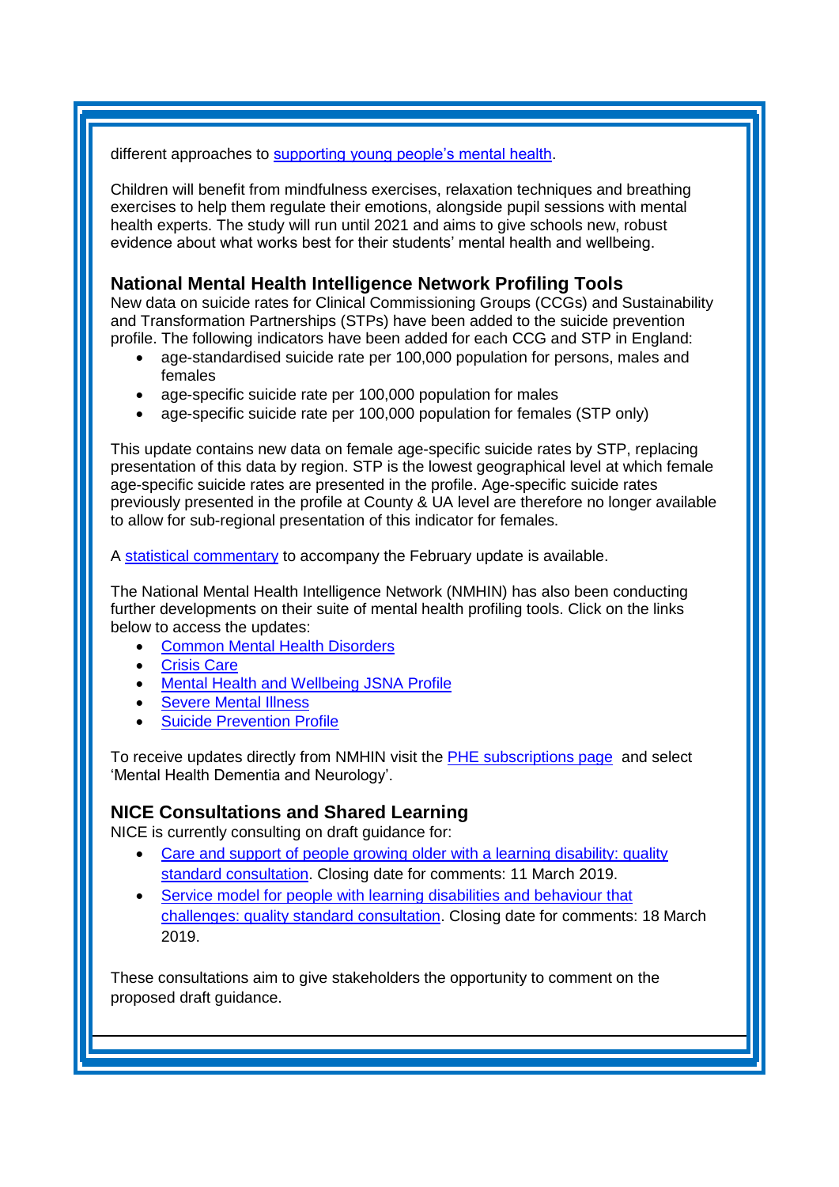different approaches to supporting young people's mental health.

Children will benefit from mindfulness exercises, relaxation techniques and breathing exercises to help them regulate their emotions, alongside pupil sessions with mental health experts. The study will run until 2021 and aims to give schools new, robust evidence about what works best for their students' mental health and wellbeing.

### National Mental Health Intelligence Network Profiling Tools

New data on suicide rates for Clinical Commissioning Groups (CCGs) and Sustainability and Transformation Partnerships (STPs) have been added to the suicide prevention profile. The following indicators have been added for each CCG and STP in England:

- age-standardised suicide rate per 100,000 population for persons, males and females
- age-specific suicide rate per 100,000 population for males
- age-specific suicide rate per 100,000 population for females (STP only)

This update contains new data on female age-specific suicide rates by STP, replacing presentation of this data by region. STP is the lowest geographical level at which female age-specific suicide rates are presented in the profile. Age-specific suicide rates previously presented in the profile at County & UA level are therefore no longer available to allow for sub-regional presentation of this indicator for females.

A statistical commentary to accompany the February update is available.

The National Mental Health Intelligence Network (NMHIN) has also been conducting further developments on their suite of mental health profiling tools. Click on the links below to access the updates:

- Common Mental Health Disorders
- Crisis Care
- Mental Health and Wellbeing JSNA Profile
- Severe Mental Illness
- Suicide Prevention Profile

To receive updates directly from NMHIN visit the PHE subscriptions page and select 'Mental Health Dementia and Neurology'.

### NICE Consultations and Shared Learning

NICE is currently consulting on draft guidance for:

- Care and support of people growing older with a learning disability: quality standard consultation. Closing date for comments: 11 March 2019.
- Service model for people with learning disabilities and behaviour that challenges: quality standard consultation. Closing date for comments: 18 March 2019.

These consultations aim to give stakeholders the opportunity to comment on the proposed draft guidance.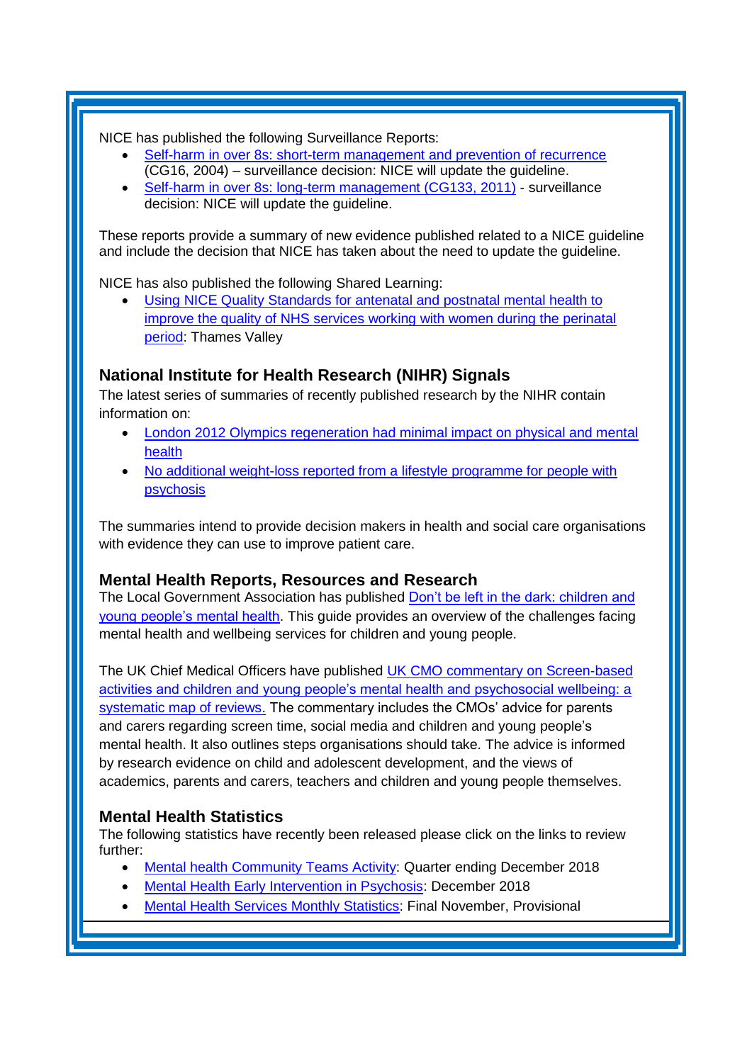NICE has published the following Surveillance Reports:

- Self-harm in over 8s: short-term management and prevention of recurrence (CG16, 2004) – surveillance decision: NICE will update the guideline.
- Self-harm in over 8s: long-term management (CG133, 2011) - surveillance decision: NICE will update the guideline.

These reports provide a summary of new evidence published related to a NICE guideline and include the decision that NICE has taken about the need to update the guideline.

NICE has also published the following Shared Learning:

- Using NICE Quality Standards for antenatal and postnatal mental health to improve the quality of NHS services working with women during the perinatal period: Thames Valley

### National Institute for Health Research (NIHR) Signals

The latest series of summaries of recently published research by the NIHR contain information on:

- London 2012 Olympics regeneration had minimal impact on physical and mental health
- No additional weight-loss reported from a lifestyle programme for people with psychosis

The summaries intend to provide decision makers in health and social care organisations with evidence they can use to improve patient care.

### Mental Health Reports, Resources and Research

The Local Government Association has published Don't be left in the dark: children and young people's mental health. This guide provides an overview of the challenges facing mental health and wellbeing services for children and young people.

The UK Chief Medical Officers have published UK CMO commentary on Screen-based activities and children and young people's mental health and psychosocial wellbeing: a systematic map of reviews. The commentary includes the CMOs' advice for parents and carers regarding screen time, social media and children and young people's mental health. It also outlines steps organisations should take. The advice is informed by research evidence on child and adolescent development, and the views of academics, parents and carers, teachers and children and young people themselves.

### Mental Health Statistics

The following statistics have recently been released please click on the links to review further:

- Mental health Community Teams Activity: Quarter ending December 2018
- Mental Health Early Intervention in Psychosis: December 2018
- Mental Health Services Monthly Statistics: Final November, Provisional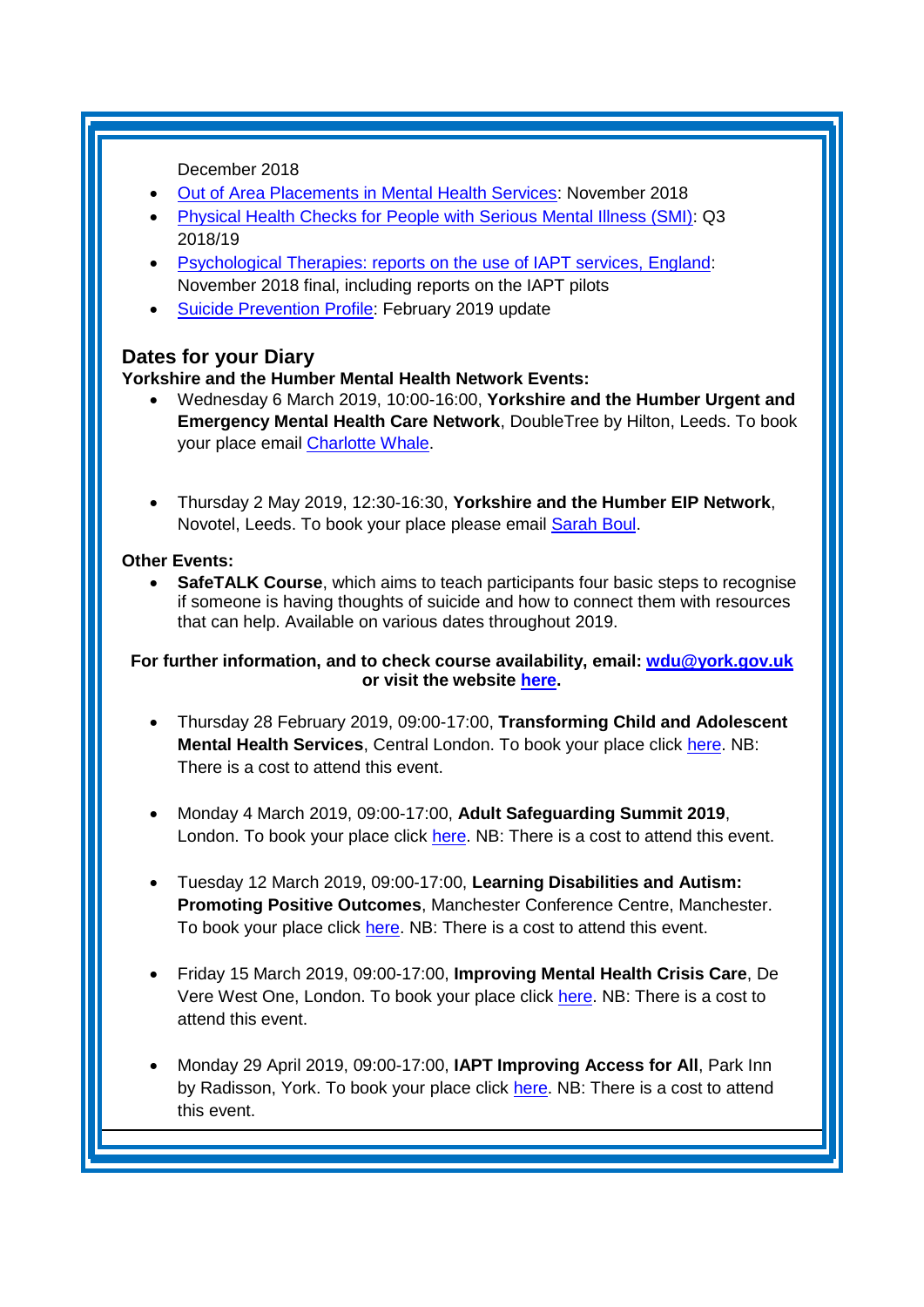December 2018

- Out of Area Placements in Mental Health Services: November 2018
- Physical Health Checks for People with Serious Mental Illness (SMI): Q3 2018/19
- Psychological Therapies: reports on the use of IAPT services, England: November 2018 final, including reports on the IAPT pilots
- Suicide Prevention Profile: February 2019 update

## Dates for your Diary

**Yorkshire and the Humber Mental Health Network Events:**

- Wednesday 6 March 2019, 10:00-16:00, **Yorkshire and the Humber Urgent and Emergency Mental Health Care Network**, DoubleTree by Hilton, Leeds. To book your place email Charlotte Whale.

- Thursday 2 May 2019, 12:30-16:30, **Yorkshire and the Humber EIP Network**, Novotel, Leeds. To book your place please email Sarah Boul.

**Other Events:**

- **SafeTALK Course**, which aims to teach participants four basic steps to recognise if someone is having thoughts of suicide and how to connect them with resources that can help. Available on various dates throughout 2019.

**For further information, and to check course availability, email: wdu@york.gov.uk or visit the website here.**

- Thursday 28 February 2019, 09:00-17:00, **Transforming Child and Adolescent Mental Health Services**, Central London. To book your place click here. NB: There is a cost to attend this event.

- Monday 4 March 2019, 09:00-17:00, **Adult Safeguarding Summit 2019**, London. To book your place click here. NB: There is a cost to attend this event.

- Tuesday 12 March 2019, 09:00-17:00, **Learning Disabilities and Autism: Promoting Positive Outcomes**, Manchester Conference Centre, Manchester. To book your place click here. NB: There is a cost to attend this event.

- Friday 15 March 2019, 09:00-17:00, **Improving Mental Health Crisis Care**, De Vere West One, London. To book your place click here. NB: There is a cost to attend this event.

- Monday 29 April 2019, 09:00-17:00, **IAPT Improving Access for All**, Park Inn by Radisson, York. To book your place click here. NB: There is a cost to attend this event.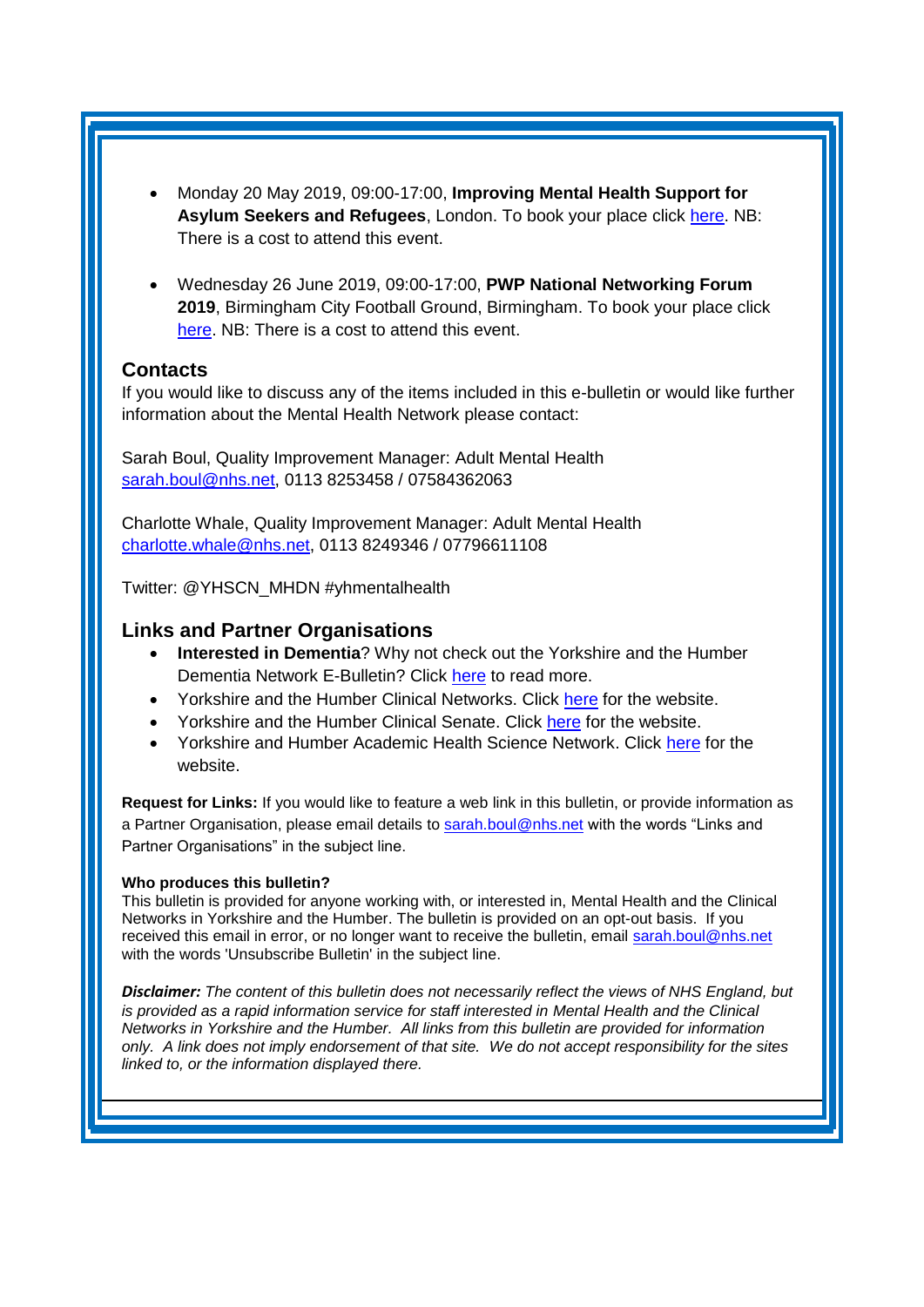- Monday 20 May 2019, 09:00-17:00, **Improving Mental Health Support for Asylum Seekers and Refugees**, London. To book your place click here. NB: There is a cost to attend this event.

- Wednesday 26 June 2019, 09:00-17:00, **PWP National Networking Forum 2019**, Birmingham City Football Ground, Birmingham. To book your place click here. NB: There is a cost to attend this event.

## Contacts

If you would like to discuss any of the items included in this e-bulletin or would like further information about the Mental Health Network please contact:

Sarah Boul, Quality Improvement Manager: Adult Mental Health
sarah.boul@nhs.net, 0113 8253458 / 07584362063

Charlotte Whale, Quality Improvement Manager: Adult Mental Health
charlotte.whale@nhs.net, 0113 8249346 / 07796611108

Twitter: @YHSCN_MHDN #yhmentalhealth

## Links and Partner Organisations

- **Interested in Dementia**? Why not check out the Yorkshire and the Humber Dementia Network E-Bulletin? Click here to read more.
- Yorkshire and the Humber Clinical Networks. Click here for the website.
- Yorkshire and the Humber Clinical Senate. Click here for the website.
- Yorkshire and Humber Academic Health Science Network. Click here for the website.

**Request for Links:** If you would like to feature a web link in this bulletin, or provide information as a Partner Organisation, please email details to sarah.boul@nhs.net with the words "Links and Partner Organisations" in the subject line.

**Who produces this bulletin?**
This bulletin is provided for anyone working with, or interested in, Mental Health and the Clinical Networks in Yorkshire and the Humber. The bulletin is provided on an opt-out basis. If you received this email in error, or no longer want to receive the bulletin, email sarah.boul@nhs.net with the words 'Unsubscribe Bulletin' in the subject line.

***Disclaimer:*** *The content of this bulletin does not necessarily reflect the views of NHS England, but is provided as a rapid information service for staff interested in Mental Health and the Clinical Networks in Yorkshire and the Humber. All links from this bulletin are provided for information only. A link does not imply endorsement of that site. We do not accept responsibility for the sites linked to, or the information displayed there.*